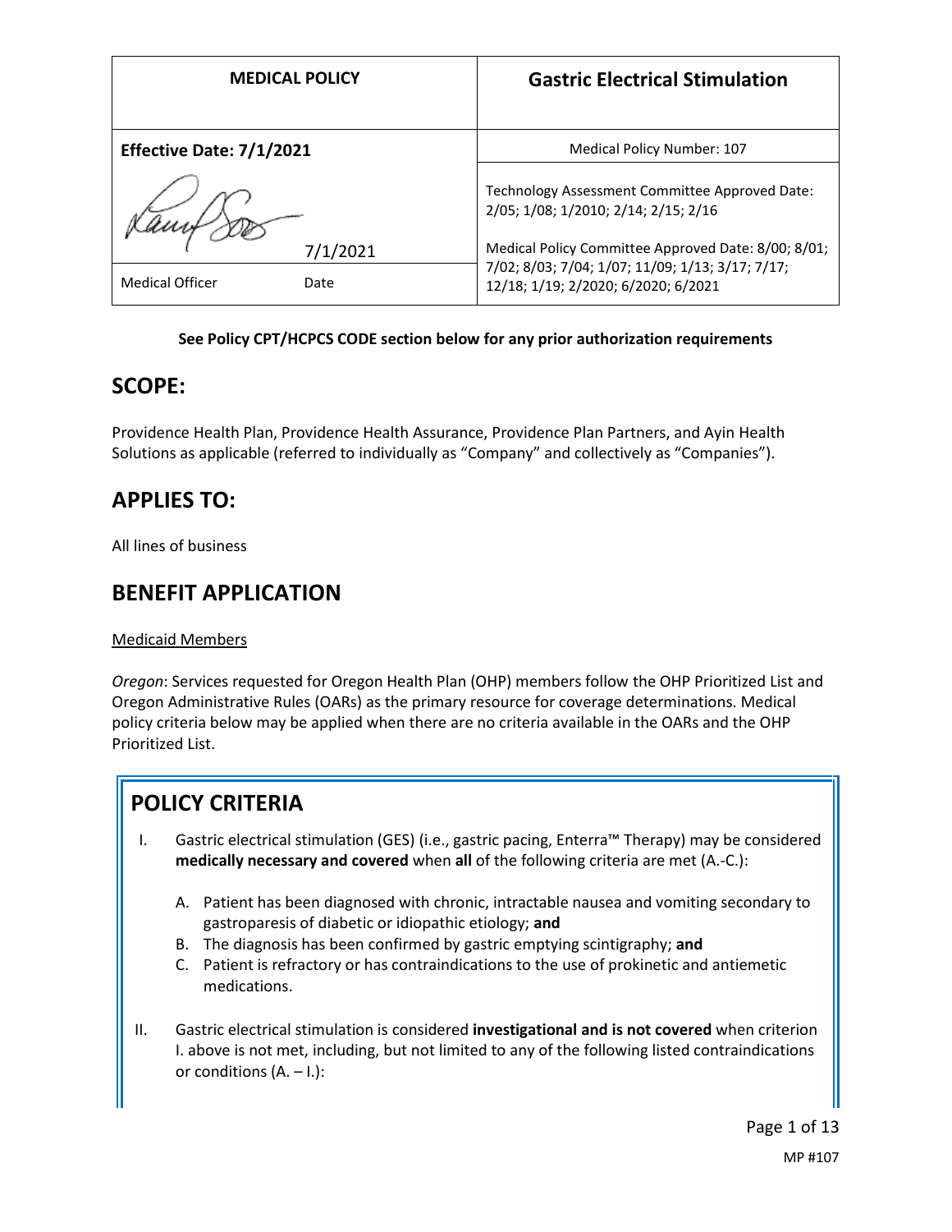| MEDICAL POLICY | Gastric Electrical Stimulation |
|---|---|
| **Effective Date: 7/1/2021** | Medical Policy Number: 107 |
| 7/1/2021 | Technology Assessment Committee Approved Date: 2/05; 1/08; 1/2010; 2/14; 2/15; 2/16 |
| Medical Officer Date | Medical Policy Committee Approved Date: 8/00; 8/01; 7/02; 8/03; 7/04; 1/07; 11/09; 1/13; 3/17; 7/17; 12/18; 1/19; 2/2020; 6/2020; 6/2021 |

**See Policy CPT/HCPCS CODE section below for any prior authorization requirements**

## SCOPE:

Providence Health Plan, Providence Health Assurance, Providence Plan Partners, and Ayin Health Solutions as applicable (referred to individually as "Company" and collectively as "Companies").

## APPLIES TO:

All lines of business

## BENEFIT APPLICATION

Medicaid Members

*Oregon*: Services requested for Oregon Health Plan (OHP) members follow the OHP Prioritized List and Oregon Administrative Rules (OARs) as the primary resource for coverage determinations. Medical policy criteria below may be applied when there are no criteria available in the OARs and the OHP Prioritized List.

## POLICY CRITERIA

I. Gastric electrical stimulation (GES) (i.e., gastric pacing, Enterra™ Therapy) may be considered **medically necessary and covered** when **all** of the following criteria are met (A.-C.):

   A. Patient has been diagnosed with chronic, intractable nausea and vomiting secondary to gastroparesis of diabetic or idiopathic etiology; **and**
   B. The diagnosis has been confirmed by gastric emptying scintigraphy; **and**
   C. Patient is refractory or has contraindications to the use of prokinetic and antiemetic medications.

II. Gastric electrical stimulation is considered **investigational and is not covered** when criterion I. above is not met, including, but not limited to any of the following listed contraindications or conditions (A. – I.):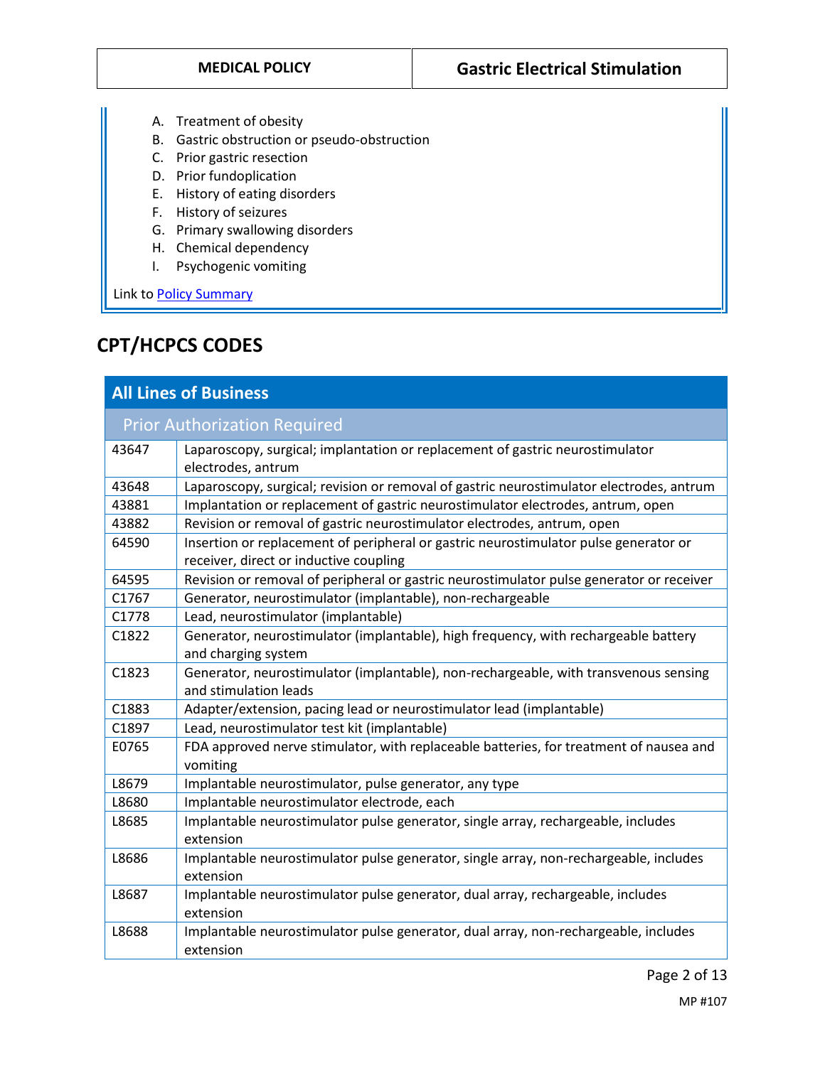A. Treatment of obesity
B. Gastric obstruction or pseudo-obstruction
C. Prior gastric resection
D. Prior fundoplication
E. History of eating disorders
F. History of seizures
G. Primary swallowing disorders
H. Chemical dependency
I. Psychogenic vomiting

Link to Policy Summary

## CPT/HCPCS CODES

| All Lines of Business | |
|---|---|
| **Prior Authorization Required** | |
| 43647 | Laparoscopy, surgical; implantation or replacement of gastric neurostimulator electrodes, antrum |
| 43648 | Laparoscopy, surgical; revision or removal of gastric neurostimulator electrodes, antrum |
| 43881 | Implantation or replacement of gastric neurostimulator electrodes, antrum, open |
| 43882 | Revision or removal of gastric neurostimulator electrodes, antrum, open |
| 64590 | Insertion or replacement of peripheral or gastric neurostimulator pulse generator or receiver, direct or inductive coupling |
| 64595 | Revision or removal of peripheral or gastric neurostimulator pulse generator or receiver |
| C1767 | Generator, neurostimulator (implantable), non-rechargeable |
| C1778 | Lead, neurostimulator (implantable) |
| C1822 | Generator, neurostimulator (implantable), high frequency, with rechargeable battery and charging system |
| C1823 | Generator, neurostimulator (implantable), non-rechargeable, with transvenous sensing and stimulation leads |
| C1883 | Adapter/extension, pacing lead or neurostimulator lead (implantable) |
| C1897 | Lead, neurostimulator test kit (implantable) |
| E0765 | FDA approved nerve stimulator, with replaceable batteries, for treatment of nausea and vomiting |
| L8679 | Implantable neurostimulator, pulse generator, any type |
| L8680 | Implantable neurostimulator electrode, each |
| L8685 | Implantable neurostimulator pulse generator, single array, rechargeable, includes extension |
| L8686 | Implantable neurostimulator pulse generator, single array, non-rechargeable, includes extension |
| L8687 | Implantable neurostimulator pulse generator, dual array, rechargeable, includes extension |
| L8688 | Implantable neurostimulator pulse generator, dual array, non-rechargeable, includes extension |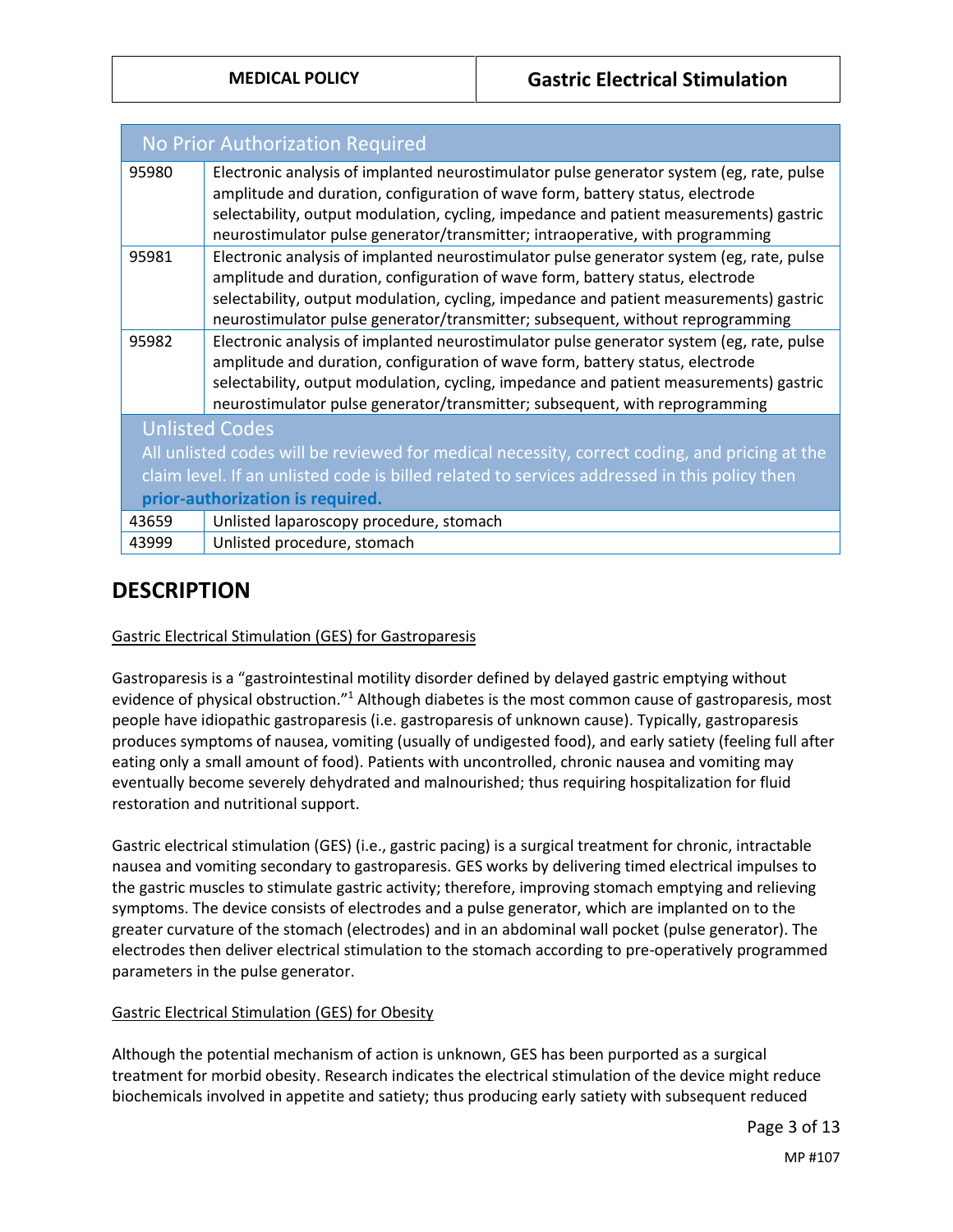| No Prior Authorization Required | |
|---|---|
| 95980 | Electronic analysis of implanted neurostimulator pulse generator system (eg, rate, pulse amplitude and duration, configuration of wave form, battery status, electrode selectability, output modulation, cycling, impedance and patient measurements) gastric neurostimulator pulse generator/transmitter; intraoperative, with programming |
| 95981 | Electronic analysis of implanted neurostimulator pulse generator system (eg, rate, pulse amplitude and duration, configuration of wave form, battery status, electrode selectability, output modulation, cycling, impedance and patient measurements) gastric neurostimulator pulse generator/transmitter; subsequent, without reprogramming |
| 95982 | Electronic analysis of implanted neurostimulator pulse generator system (eg, rate, pulse amplitude and duration, configuration of wave form, battery status, electrode selectability, output modulation, cycling, impedance and patient measurements) gastric neurostimulator pulse generator/transmitter; subsequent, with reprogramming |
| Unlisted Codes<br>All unlisted codes will be reviewed for medical necessity, correct coding, and pricing at the claim level. If an unlisted code is billed related to services addressed in this policy then **prior-authorization is required.** | |
| 43659 | Unlisted laparoscopy procedure, stomach |
| 43999 | Unlisted procedure, stomach |

## DESCRIPTION

Gastric Electrical Stimulation (GES) for Gastroparesis

Gastroparesis is a "gastrointestinal motility disorder defined by delayed gastric emptying without evidence of physical obstruction."[1] Although diabetes is the most common cause of gastroparesis, most people have idiopathic gastroparesis (i.e. gastroparesis of unknown cause). Typically, gastroparesis produces symptoms of nausea, vomiting (usually of undigested food), and early satiety (feeling full after eating only a small amount of food). Patients with uncontrolled, chronic nausea and vomiting may eventually become severely dehydrated and malnourished; thus requiring hospitalization for fluid restoration and nutritional support.

Gastric electrical stimulation (GES) (i.e., gastric pacing) is a surgical treatment for chronic, intractable nausea and vomiting secondary to gastroparesis. GES works by delivering timed electrical impulses to the gastric muscles to stimulate gastric activity; therefore, improving stomach emptying and relieving symptoms. The device consists of electrodes and a pulse generator, which are implanted on to the greater curvature of the stomach (electrodes) and in an abdominal wall pocket (pulse generator). The electrodes then deliver electrical stimulation to the stomach according to pre-operatively programmed parameters in the pulse generator.

Gastric Electrical Stimulation (GES) for Obesity

Although the potential mechanism of action is unknown, GES has been purported as a surgical treatment for morbid obesity. Research indicates the electrical stimulation of the device might reduce biochemicals involved in appetite and satiety; thus producing early satiety with subsequent reduced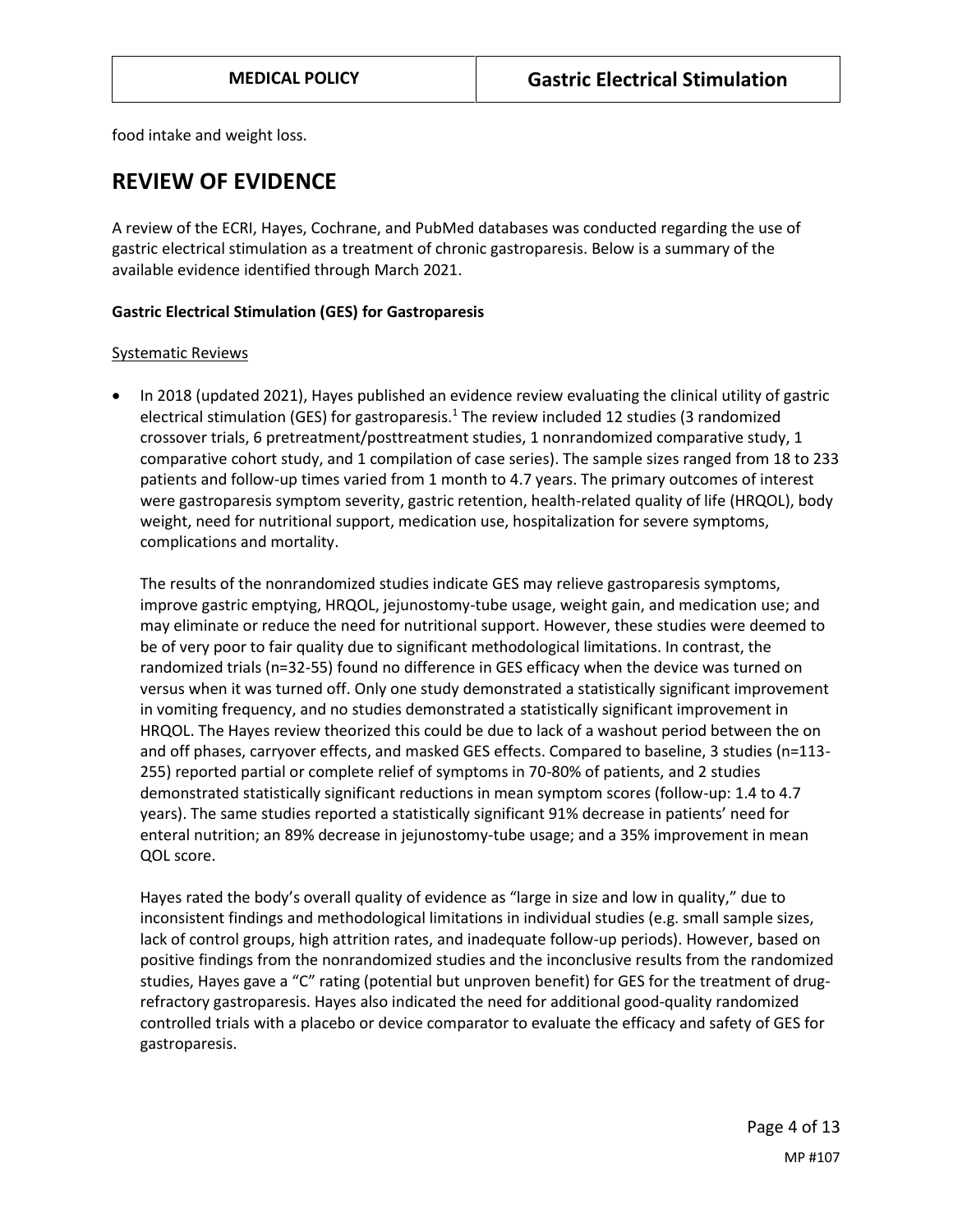food intake and weight loss.

# REVIEW OF EVIDENCE

A review of the ECRI, Hayes, Cochrane, and PubMed databases was conducted regarding the use of gastric electrical stimulation as a treatment of chronic gastroparesis. Below is a summary of the available evidence identified through March 2021.

**Gastric Electrical Stimulation (GES) for Gastroparesis**

Systematic Reviews

- In 2018 (updated 2021), Hayes published an evidence review evaluating the clinical utility of gastric electrical stimulation (GES) for gastroparesis.[1] The review included 12 studies (3 randomized crossover trials, 6 pretreatment/posttreatment studies, 1 nonrandomized comparative study, 1 comparative cohort study, and 1 compilation of case series). The sample sizes ranged from 18 to 233 patients and follow-up times varied from 1 month to 4.7 years. The primary outcomes of interest were gastroparesis symptom severity, gastric retention, health-related quality of life (HRQOL), body weight, need for nutritional support, medication use, hospitalization for severe symptoms, complications and mortality.

  The results of the nonrandomized studies indicate GES may relieve gastroparesis symptoms, improve gastric emptying, HRQOL, jejunostomy-tube usage, weight gain, and medication use; and may eliminate or reduce the need for nutritional support. However, these studies were deemed to be of very poor to fair quality due to significant methodological limitations. In contrast, the randomized trials (n=32-55) found no difference in GES efficacy when the device was turned on versus when it was turned off. Only one study demonstrated a statistically significant improvement in vomiting frequency, and no studies demonstrated a statistically significant improvement in HRQOL. The Hayes review theorized this could be due to lack of a washout period between the on and off phases, carryover effects, and masked GES effects. Compared to baseline, 3 studies (n=113-255) reported partial or complete relief of symptoms in 70-80% of patients, and 2 studies demonstrated statistically significant reductions in mean symptom scores (follow-up: 1.4 to 4.7 years). The same studies reported a statistically significant 91% decrease in patients' need for enteral nutrition; an 89% decrease in jejunostomy-tube usage; and a 35% improvement in mean QOL score.

  Hayes rated the body's overall quality of evidence as "large in size and low in quality," due to inconsistent findings and methodological limitations in individual studies (e.g. small sample sizes, lack of control groups, high attrition rates, and inadequate follow-up periods). However, based on positive findings from the nonrandomized studies and the inconclusive results from the randomized studies, Hayes gave a "C" rating (potential but unproven benefit) for GES for the treatment of drug-refractory gastroparesis. Hayes also indicated the need for additional good-quality randomized controlled trials with a placebo or device comparator to evaluate the efficacy and safety of GES for gastroparesis.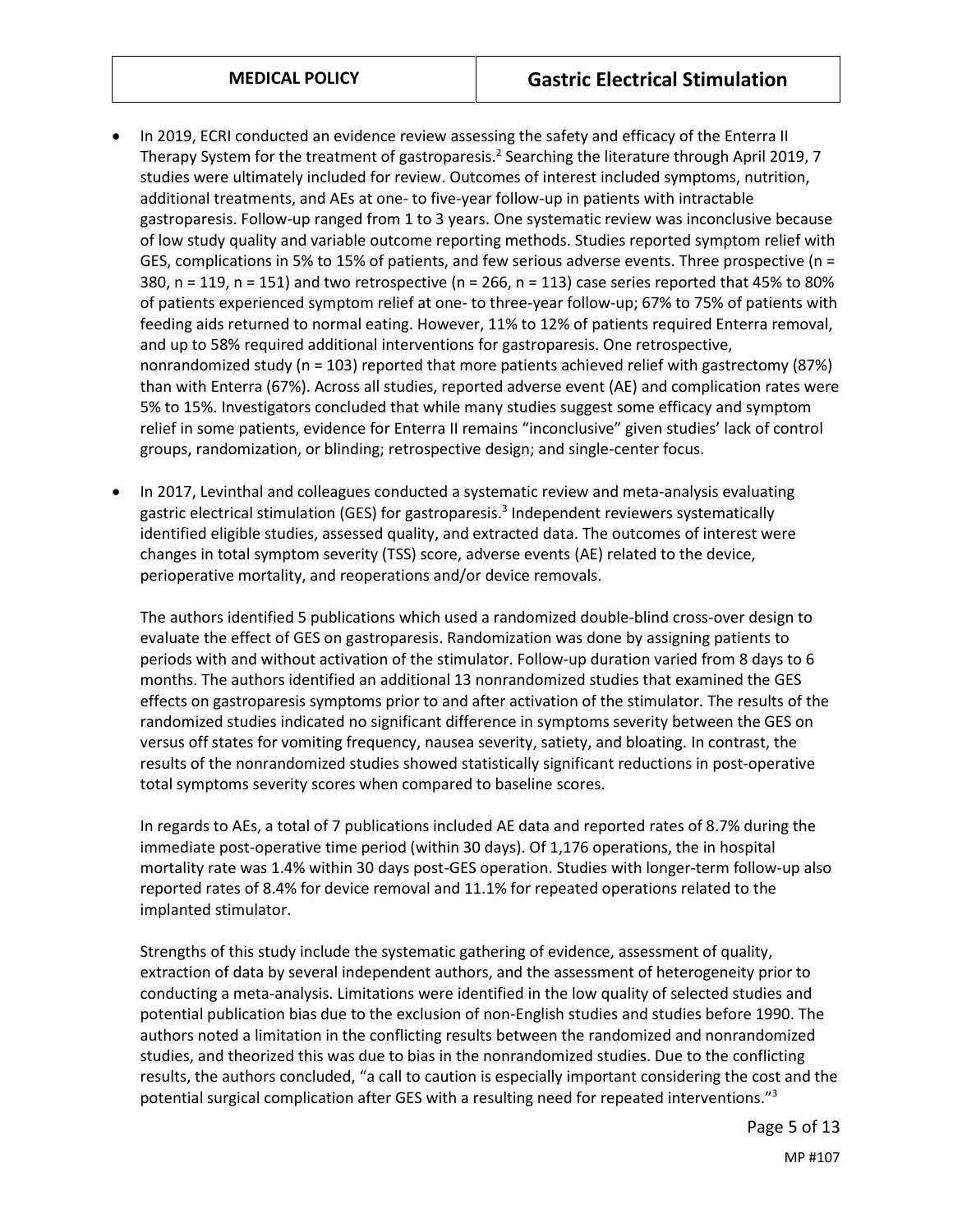- In 2019, ECRI conducted an evidence review assessing the safety and efficacy of the Enterra II Therapy System for the treatment of gastroparesis.[2] Searching the literature through April 2019, 7 studies were ultimately included for review. Outcomes of interest included symptoms, nutrition, additional treatments, and AEs at one- to five-year follow-up in patients with intractable gastroparesis. Follow-up ranged from 1 to 3 years. One systematic review was inconclusive because of low study quality and variable outcome reporting methods. Studies reported symptom relief with GES, complications in 5% to 15% of patients, and few serious adverse events. Three prospective (n = 380, n = 119, n = 151) and two retrospective (n = 266, n = 113) case series reported that 45% to 80% of patients experienced symptom relief at one- to three-year follow-up; 67% to 75% of patients with feeding aids returned to normal eating. However, 11% to 12% of patients required Enterra removal, and up to 58% required additional interventions for gastroparesis. One retrospective, nonrandomized study (n = 103) reported that more patients achieved relief with gastrectomy (87%) than with Enterra (67%). Across all studies, reported adverse event (AE) and complication rates were 5% to 15%. Investigators concluded that while many studies suggest some efficacy and symptom relief in some patients, evidence for Enterra II remains "inconclusive" given studies' lack of control groups, randomization, or blinding; retrospective design; and single-center focus.

- In 2017, Levinthal and colleagues conducted a systematic review and meta-analysis evaluating gastric electrical stimulation (GES) for gastroparesis.[3] Independent reviewers systematically identified eligible studies, assessed quality, and extracted data. The outcomes of interest were changes in total symptom severity (TSS) score, adverse events (AE) related to the device, perioperative mortality, and reoperations and/or device removals.

  The authors identified 5 publications which used a randomized double-blind cross-over design to evaluate the effect of GES on gastroparesis. Randomization was done by assigning patients to periods with and without activation of the stimulator. Follow-up duration varied from 8 days to 6 months. The authors identified an additional 13 nonrandomized studies that examined the GES effects on gastroparesis symptoms prior to and after activation of the stimulator. The results of the randomized studies indicated no significant difference in symptoms severity between the GES on versus off states for vomiting frequency, nausea severity, satiety, and bloating. In contrast, the results of the nonrandomized studies showed statistically significant reductions in post-operative total symptoms severity scores when compared to baseline scores.

  In regards to AEs, a total of 7 publications included AE data and reported rates of 8.7% during the immediate post-operative time period (within 30 days). Of 1,176 operations, the in hospital mortality rate was 1.4% within 30 days post-GES operation. Studies with longer-term follow-up also reported rates of 8.4% for device removal and 11.1% for repeated operations related to the implanted stimulator.

  Strengths of this study include the systematic gathering of evidence, assessment of quality, extraction of data by several independent authors, and the assessment of heterogeneity prior to conducting a meta-analysis. Limitations were identified in the low quality of selected studies and potential publication bias due to the exclusion of non-English studies and studies before 1990. The authors noted a limitation in the conflicting results between the randomized and nonrandomized studies, and theorized this was due to bias in the nonrandomized studies. Due to the conflicting results, the authors concluded, "a call to caution is especially important considering the cost and the potential surgical complication after GES with a resulting need for repeated interventions."[3]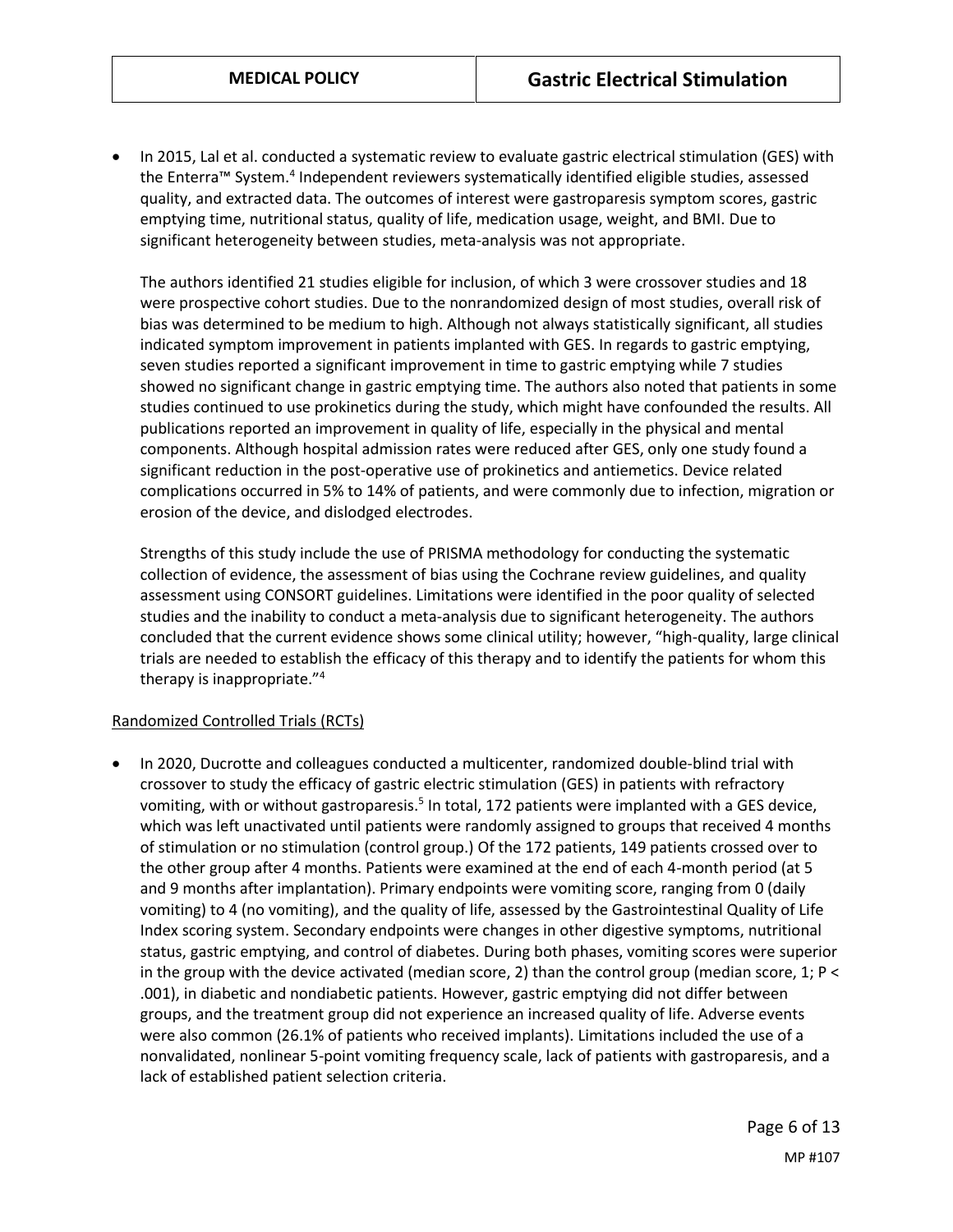- In 2015, Lal et al. conducted a systematic review to evaluate gastric electrical stimulation (GES) with the Enterra™ System.[4] Independent reviewers systematically identified eligible studies, assessed quality, and extracted data. The outcomes of interest were gastroparesis symptom scores, gastric emptying time, nutritional status, quality of life, medication usage, weight, and BMI. Due to significant heterogeneity between studies, meta-analysis was not appropriate.

  The authors identified 21 studies eligible for inclusion, of which 3 were crossover studies and 18 were prospective cohort studies. Due to the nonrandomized design of most studies, overall risk of bias was determined to be medium to high. Although not always statistically significant, all studies indicated symptom improvement in patients implanted with GES. In regards to gastric emptying, seven studies reported a significant improvement in time to gastric emptying while 7 studies showed no significant change in gastric emptying time. The authors also noted that patients in some studies continued to use prokinetics during the study, which might have confounded the results. All publications reported an improvement in quality of life, especially in the physical and mental components. Although hospital admission rates were reduced after GES, only one study found a significant reduction in the post-operative use of prokinetics and antiemetics. Device related complications occurred in 5% to 14% of patients, and were commonly due to infection, migration or erosion of the device, and dislodged electrodes.

  Strengths of this study include the use of PRISMA methodology for conducting the systematic collection of evidence, the assessment of bias using the Cochrane review guidelines, and quality assessment using CONSORT guidelines. Limitations were identified in the poor quality of selected studies and the inability to conduct a meta-analysis due to significant heterogeneity. The authors concluded that the current evidence shows some clinical utility; however, "high-quality, large clinical trials are needed to establish the efficacy of this therapy and to identify the patients for whom this therapy is inappropriate."[4]

Randomized Controlled Trials (RCTs)

- In 2020, Ducrotte and colleagues conducted a multicenter, randomized double-blind trial with crossover to study the efficacy of gastric electric stimulation (GES) in patients with refractory vomiting, with or without gastroparesis.[5] In total, 172 patients were implanted with a GES device, which was left unactivated until patients were randomly assigned to groups that received 4 months of stimulation or no stimulation (control group.) Of the 172 patients, 149 patients crossed over to the other group after 4 months. Patients were examined at the end of each 4-month period (at 5 and 9 months after implantation). Primary endpoints were vomiting score, ranging from 0 (daily vomiting) to 4 (no vomiting), and the quality of life, assessed by the Gastrointestinal Quality of Life Index scoring system. Secondary endpoints were changes in other digestive symptoms, nutritional status, gastric emptying, and control of diabetes. During both phases, vomiting scores were superior in the group with the device activated (median score, 2) than the control group (median score, 1; $P < .001$), in diabetic and nondiabetic patients. However, gastric emptying did not differ between groups, and the treatment group did not experience an increased quality of life. Adverse events were also common (26.1% of patients who received implants). Limitations included the use of a nonvalidated, nonlinear 5-point vomiting frequency scale, lack of patients with gastroparesis, and a lack of established patient selection criteria.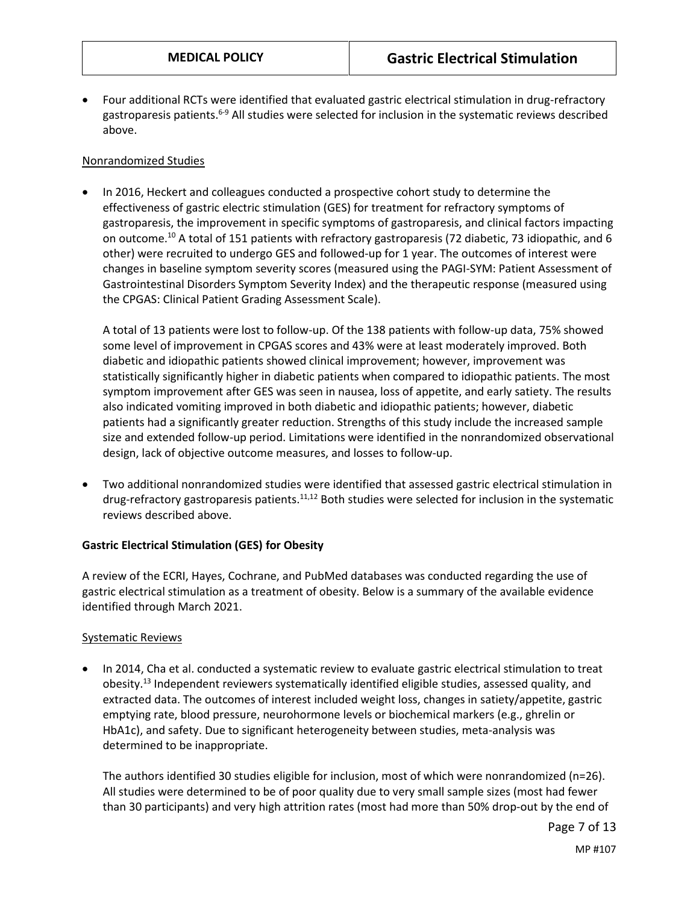- Four additional RCTs were identified that evaluated gastric electrical stimulation in drug-refractory gastroparesis patients.[6-9] All studies were selected for inclusion in the systematic reviews described above.

Nonrandomized Studies

- In 2016, Heckert and colleagues conducted a prospective cohort study to determine the effectiveness of gastric electric stimulation (GES) for treatment for refractory symptoms of gastroparesis, the improvement in specific symptoms of gastroparesis, and clinical factors impacting on outcome.[10] A total of 151 patients with refractory gastroparesis (72 diabetic, 73 idiopathic, and 6 other) were recruited to undergo GES and followed-up for 1 year. The outcomes of interest were changes in baseline symptom severity scores (measured using the PAGI-SYM: Patient Assessment of Gastrointestinal Disorders Symptom Severity Index) and the therapeutic response (measured using the CPGAS: Clinical Patient Grading Assessment Scale).

  A total of 13 patients were lost to follow-up. Of the 138 patients with follow-up data, 75% showed some level of improvement in CPGAS scores and 43% were at least moderately improved. Both diabetic and idiopathic patients showed clinical improvement; however, improvement was statistically significantly higher in diabetic patients when compared to idiopathic patients. The most symptom improvement after GES was seen in nausea, loss of appetite, and early satiety. The results also indicated vomiting improved in both diabetic and idiopathic patients; however, diabetic patients had a significantly greater reduction. Strengths of this study include the increased sample size and extended follow-up period. Limitations were identified in the nonrandomized observational design, lack of objective outcome measures, and losses to follow-up.

- Two additional nonrandomized studies were identified that assessed gastric electrical stimulation in drug-refractory gastroparesis patients.[11,12] Both studies were selected for inclusion in the systematic reviews described above.

**Gastric Electrical Stimulation (GES) for Obesity**

A review of the ECRI, Hayes, Cochrane, and PubMed databases was conducted regarding the use of gastric electrical stimulation as a treatment of obesity. Below is a summary of the available evidence identified through March 2021.

Systematic Reviews

- In 2014, Cha et al. conducted a systematic review to evaluate gastric electrical stimulation to treat obesity.[13] Independent reviewers systematically identified eligible studies, assessed quality, and extracted data. The outcomes of interest included weight loss, changes in satiety/appetite, gastric emptying rate, blood pressure, neurohormone levels or biochemical markers (e.g., ghrelin or HbA1c), and safety. Due to significant heterogeneity between studies, meta-analysis was determined to be inappropriate.

  The authors identified 30 studies eligible for inclusion, most of which were nonrandomized (n=26). All studies were determined to be of poor quality due to very small sample sizes (most had fewer than 30 participants) and very high attrition rates (most had more than 50% drop-out by the end of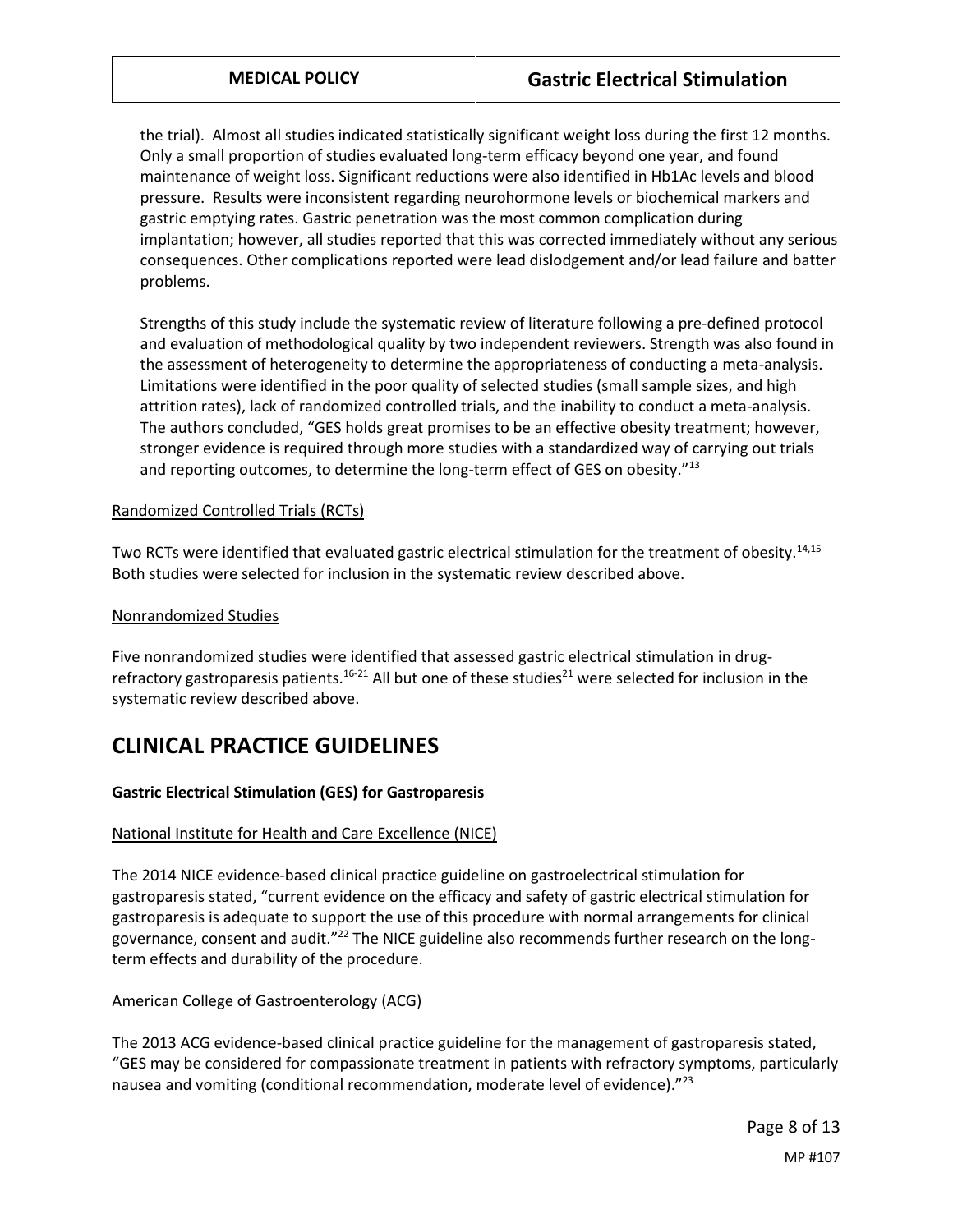the trial). Almost all studies indicated statistically significant weight loss during the first 12 months. Only a small proportion of studies evaluated long-term efficacy beyond one year, and found maintenance of weight loss. Significant reductions were also identified in Hb1Ac levels and blood pressure. Results were inconsistent regarding neurohormone levels or biochemical markers and gastric emptying rates. Gastric penetration was the most common complication during implantation; however, all studies reported that this was corrected immediately without any serious consequences. Other complications reported were lead dislodgement and/or lead failure and batter problems.

Strengths of this study include the systematic review of literature following a pre-defined protocol and evaluation of methodological quality by two independent reviewers. Strength was also found in the assessment of heterogeneity to determine the appropriateness of conducting a meta-analysis. Limitations were identified in the poor quality of selected studies (small sample sizes, and high attrition rates), lack of randomized controlled trials, and the inability to conduct a meta-analysis. The authors concluded, "GES holds great promises to be an effective obesity treatment; however, stronger evidence is required through more studies with a standardized way of carrying out trials and reporting outcomes, to determine the long-term effect of GES on obesity."[13]

Randomized Controlled Trials (RCTs)

Two RCTs were identified that evaluated gastric electrical stimulation for the treatment of obesity.[14,15] Both studies were selected for inclusion in the systematic review described above.

Nonrandomized Studies

Five nonrandomized studies were identified that assessed gastric electrical stimulation in drug-refractory gastroparesis patients.[16-21] All but one of these studies[21] were selected for inclusion in the systematic review described above.

# CLINICAL PRACTICE GUIDELINES

**Gastric Electrical Stimulation (GES) for Gastroparesis**

National Institute for Health and Care Excellence (NICE)

The 2014 NICE evidence-based clinical practice guideline on gastroelectrical stimulation for gastroparesis stated, "current evidence on the efficacy and safety of gastric electrical stimulation for gastroparesis is adequate to support the use of this procedure with normal arrangements for clinical governance, consent and audit."[22] The NICE guideline also recommends further research on the long-term effects and durability of the procedure.

American College of Gastroenterology (ACG)

The 2013 ACG evidence-based clinical practice guideline for the management of gastroparesis stated, "GES may be considered for compassionate treatment in patients with refractory symptoms, particularly nausea and vomiting (conditional recommendation, moderate level of evidence)."[23]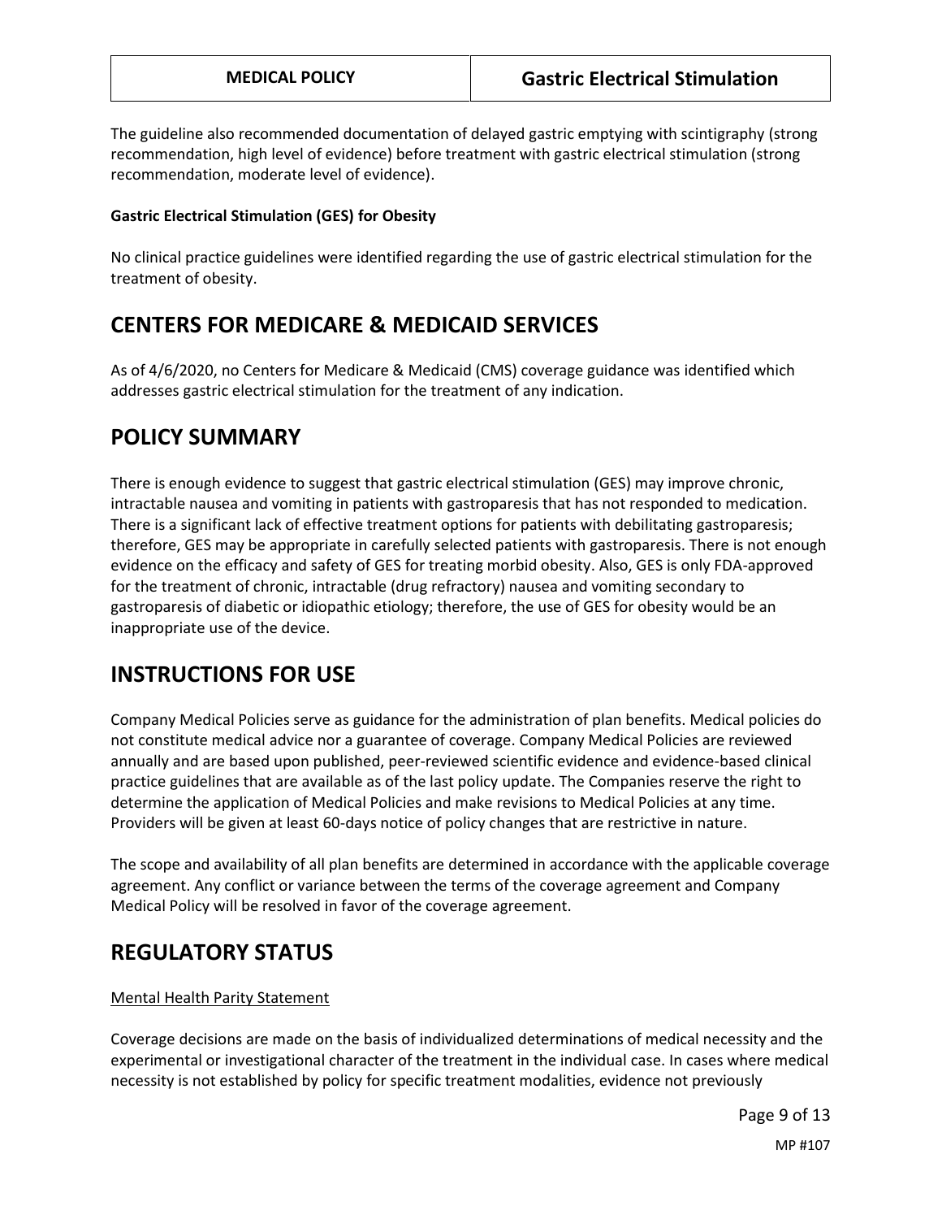The guideline also recommended documentation of delayed gastric emptying with scintigraphy (strong recommendation, high level of evidence) before treatment with gastric electrical stimulation (strong recommendation, moderate level of evidence).

**Gastric Electrical Stimulation (GES) for Obesity**

No clinical practice guidelines were identified regarding the use of gastric electrical stimulation for the treatment of obesity.

## CENTERS FOR MEDICARE & MEDICAID SERVICES

As of 4/6/2020, no Centers for Medicare & Medicaid (CMS) coverage guidance was identified which addresses gastric electrical stimulation for the treatment of any indication.

## POLICY SUMMARY

There is enough evidence to suggest that gastric electrical stimulation (GES) may improve chronic, intractable nausea and vomiting in patients with gastroparesis that has not responded to medication. There is a significant lack of effective treatment options for patients with debilitating gastroparesis; therefore, GES may be appropriate in carefully selected patients with gastroparesis. There is not enough evidence on the efficacy and safety of GES for treating morbid obesity. Also, GES is only FDA-approved for the treatment of chronic, intractable (drug refractory) nausea and vomiting secondary to gastroparesis of diabetic or idiopathic etiology; therefore, the use of GES for obesity would be an inappropriate use of the device.

## INSTRUCTIONS FOR USE

Company Medical Policies serve as guidance for the administration of plan benefits. Medical policies do not constitute medical advice nor a guarantee of coverage. Company Medical Policies are reviewed annually and are based upon published, peer-reviewed scientific evidence and evidence-based clinical practice guidelines that are available as of the last policy update. The Companies reserve the right to determine the application of Medical Policies and make revisions to Medical Policies at any time. Providers will be given at least 60-days notice of policy changes that are restrictive in nature.

The scope and availability of all plan benefits are determined in accordance with the applicable coverage agreement. Any conflict or variance between the terms of the coverage agreement and Company Medical Policy will be resolved in favor of the coverage agreement.

## REGULATORY STATUS

Mental Health Parity Statement

Coverage decisions are made on the basis of individualized determinations of medical necessity and the experimental or investigational character of the treatment in the individual case. In cases where medical necessity is not established by policy for specific treatment modalities, evidence not previously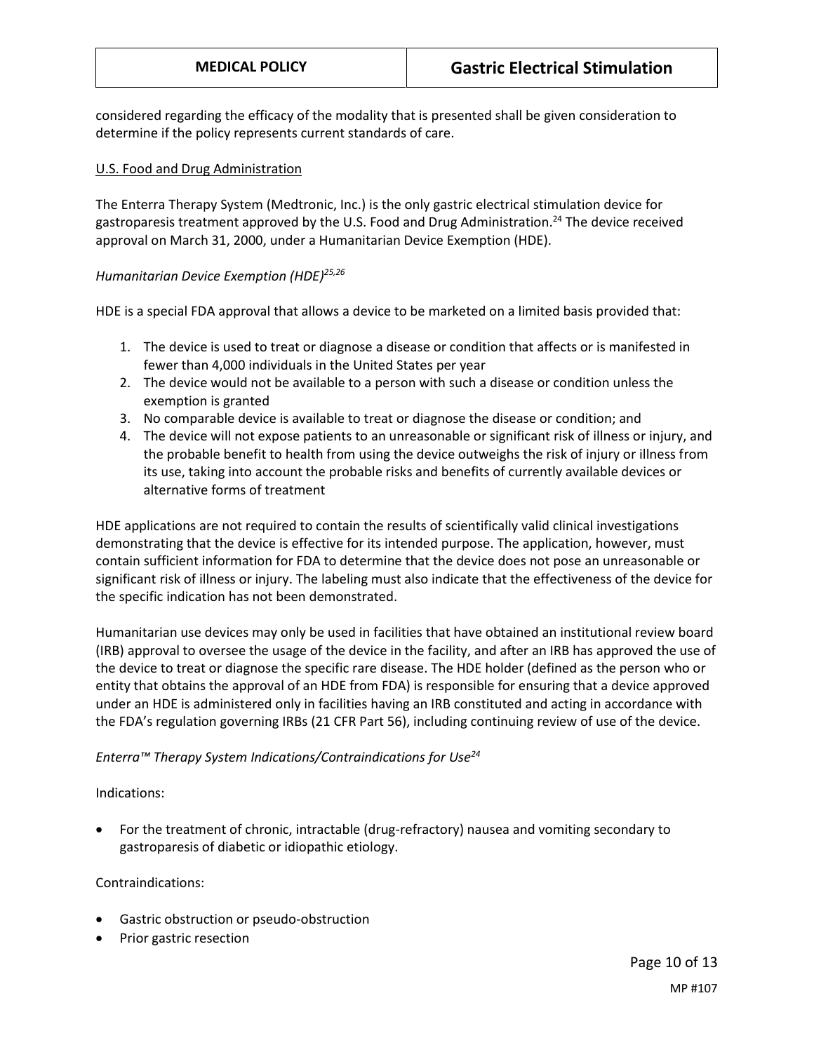considered regarding the efficacy of the modality that is presented shall be given consideration to determine if the policy represents current standards of care.

<u>U.S. Food and Drug Administration</u>

The Enterra Therapy System (Medtronic, Inc.) is the only gastric electrical stimulation device for gastroparesis treatment approved by the U.S. Food and Drug Administration.[24] The device received approval on March 31, 2000, under a Humanitarian Device Exemption (HDE).

*Humanitarian Device Exemption (HDE)[25,26]*

HDE is a special FDA approval that allows a device to be marketed on a limited basis provided that:

1. The device is used to treat or diagnose a disease or condition that affects or is manifested in fewer than 4,000 individuals in the United States per year
2. The device would not be available to a person with such a disease or condition unless the exemption is granted
3. No comparable device is available to treat or diagnose the disease or condition; and
4. The device will not expose patients to an unreasonable or significant risk of illness or injury, and the probable benefit to health from using the device outweighs the risk of injury or illness from its use, taking into account the probable risks and benefits of currently available devices or alternative forms of treatment

HDE applications are not required to contain the results of scientifically valid clinical investigations demonstrating that the device is effective for its intended purpose. The application, however, must contain sufficient information for FDA to determine that the device does not pose an unreasonable or significant risk of illness or injury. The labeling must also indicate that the effectiveness of the device for the specific indication has not been demonstrated.

Humanitarian use devices may only be used in facilities that have obtained an institutional review board (IRB) approval to oversee the usage of the device in the facility, and after an IRB has approved the use of the device to treat or diagnose the specific rare disease. The HDE holder (defined as the person who or entity that obtains the approval of an HDE from FDA) is responsible for ensuring that a device approved under an HDE is administered only in facilities having an IRB constituted and acting in accordance with the FDA's regulation governing IRBs (21 CFR Part 56), including continuing review of use of the device.

*Enterra™ Therapy System Indications/Contraindications for Use[24]*

Indications:

- For the treatment of chronic, intractable (drug-refractory) nausea and vomiting secondary to gastroparesis of diabetic or idiopathic etiology.

Contraindications:

- Gastric obstruction or pseudo-obstruction
- Prior gastric resection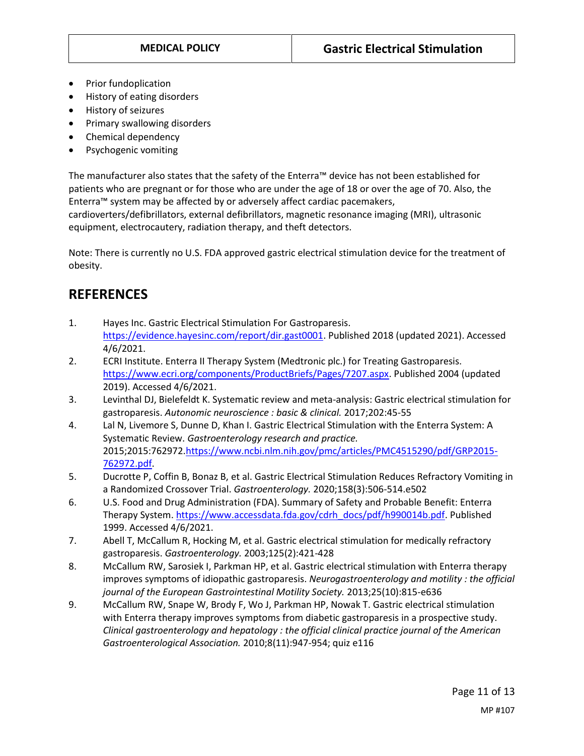- Prior fundoplication
- History of eating disorders
- History of seizures
- Primary swallowing disorders
- Chemical dependency
- Psychogenic vomiting

The manufacturer also states that the safety of the Enterra™ device has not been established for patients who are pregnant or for those who are under the age of 18 or over the age of 70. Also, the Enterra™ system may be affected by or adversely affect cardiac pacemakers, cardioverters/defibrillators, external defibrillators, magnetic resonance imaging (MRI), ultrasonic equipment, electrocautery, radiation therapy, and theft detectors.

Note: There is currently no U.S. FDA approved gastric electrical stimulation device for the treatment of obesity.

## REFERENCES

1. Hayes Inc. Gastric Electrical Stimulation For Gastroparesis. https://evidence.hayesinc.com/report/dir.gast0001. Published 2018 (updated 2021). Accessed 4/6/2021.
2. ECRI Institute. Enterra II Therapy System (Medtronic plc.) for Treating Gastroparesis. https://www.ecri.org/components/ProductBriefs/Pages/7207.aspx. Published 2004 (updated 2019). Accessed 4/6/2021.
3. Levinthal DJ, Bielefeldt K. Systematic review and meta-analysis: Gastric electrical stimulation for gastroparesis. *Autonomic neuroscience : basic & clinical.* 2017;202:45-55
4. Lal N, Livemore S, Dunne D, Khan I. Gastric Electrical Stimulation with the Enterra System: A Systematic Review. *Gastroenterology research and practice.* 2015;2015:762972.https://www.ncbi.nlm.nih.gov/pmc/articles/PMC4515290/pdf/GRP2015-762972.pdf.
5. Ducrotte P, Coffin B, Bonaz B, et al. Gastric Electrical Stimulation Reduces Refractory Vomiting in a Randomized Crossover Trial. *Gastroenterology.* 2020;158(3):506-514.e502
6. U.S. Food and Drug Administration (FDA). Summary of Safety and Probable Benefit: Enterra Therapy System. https://www.accessdata.fda.gov/cdrh_docs/pdf/h990014b.pdf. Published 1999. Accessed 4/6/2021.
7. Abell T, McCallum R, Hocking M, et al. Gastric electrical stimulation for medically refractory gastroparesis. *Gastroenterology.* 2003;125(2):421-428
8. McCallum RW, Sarosiek I, Parkman HP, et al. Gastric electrical stimulation with Enterra therapy improves symptoms of idiopathic gastroparesis. *Neurogastroenterology and motility : the official journal of the European Gastrointestinal Motility Society.* 2013;25(10):815-e636
9. McCallum RW, Snape W, Brody F, Wo J, Parkman HP, Nowak T. Gastric electrical stimulation with Enterra therapy improves symptoms from diabetic gastroparesis in a prospective study. *Clinical gastroenterology and hepatology : the official clinical practice journal of the American Gastroenterological Association.* 2010;8(11):947-954; quiz e116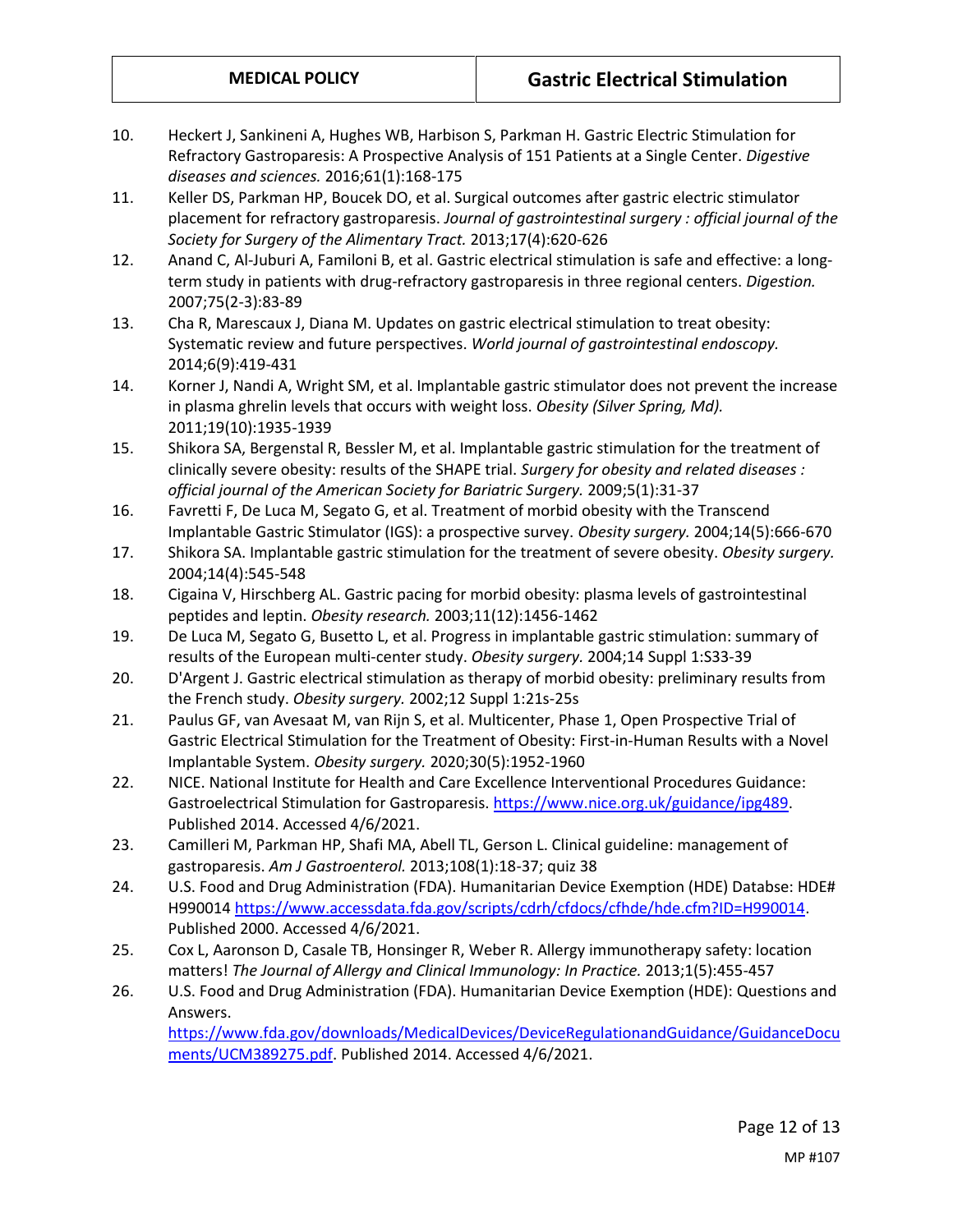10. Heckert J, Sankineni A, Hughes WB, Harbison S, Parkman H. Gastric Electric Stimulation for Refractory Gastroparesis: A Prospective Analysis of 151 Patients at a Single Center. *Digestive diseases and sciences.* 2016;61(1):168-175
11. Keller DS, Parkman HP, Boucek DO, et al. Surgical outcomes after gastric electric stimulator placement for refractory gastroparesis. *Journal of gastrointestinal surgery : official journal of the Society for Surgery of the Alimentary Tract.* 2013;17(4):620-626
12. Anand C, Al-Juburi A, Familoni B, et al. Gastric electrical stimulation is safe and effective: a long-term study in patients with drug-refractory gastroparesis in three regional centers. *Digestion.* 2007;75(2-3):83-89
13. Cha R, Marescaux J, Diana M. Updates on gastric electrical stimulation to treat obesity: Systematic review and future perspectives. *World journal of gastrointestinal endoscopy.* 2014;6(9):419-431
14. Korner J, Nandi A, Wright SM, et al. Implantable gastric stimulator does not prevent the increase in plasma ghrelin levels that occurs with weight loss. *Obesity (Silver Spring, Md).* 2011;19(10):1935-1939
15. Shikora SA, Bergenstal R, Bessler M, et al. Implantable gastric stimulation for the treatment of clinically severe obesity: results of the SHAPE trial. *Surgery for obesity and related diseases : official journal of the American Society for Bariatric Surgery.* 2009;5(1):31-37
16. Favretti F, De Luca M, Segato G, et al. Treatment of morbid obesity with the Transcend Implantable Gastric Stimulator (IGS): a prospective survey. *Obesity surgery.* 2004;14(5):666-670
17. Shikora SA. Implantable gastric stimulation for the treatment of severe obesity. *Obesity surgery.* 2004;14(4):545-548
18. Cigaina V, Hirschberg AL. Gastric pacing for morbid obesity: plasma levels of gastrointestinal peptides and leptin. *Obesity research.* 2003;11(12):1456-1462
19. De Luca M, Segato G, Busetto L, et al. Progress in implantable gastric stimulation: summary of results of the European multi-center study. *Obesity surgery.* 2004;14 Suppl 1:S33-39
20. D'Argent J. Gastric electrical stimulation as therapy of morbid obesity: preliminary results from the French study. *Obesity surgery.* 2002;12 Suppl 1:21s-25s
21. Paulus GF, van Avesaat M, van Rijn S, et al. Multicenter, Phase 1, Open Prospective Trial of Gastric Electrical Stimulation for the Treatment of Obesity: First-in-Human Results with a Novel Implantable System. *Obesity surgery.* 2020;30(5):1952-1960
22. NICE. National Institute for Health and Care Excellence Interventional Procedures Guidance: Gastroelectrical Stimulation for Gastroparesis. [https://www.nice.org.uk/guidance/ipg489](https://www.nice.org.uk/guidance/ipg489). Published 2014. Accessed 4/6/2021.
23. Camilleri M, Parkman HP, Shafi MA, Abell TL, Gerson L. Clinical guideline: management of gastroparesis. *Am J Gastroenterol.* 2013;108(1):18-37; quiz 38
24. U.S. Food and Drug Administration (FDA). Humanitarian Device Exemption (HDE) Databse: HDE# H990014 [https://www.accessdata.fda.gov/scripts/cdrh/cfdocs/cfhde/hde.cfm?ID=H990014](https://www.accessdata.fda.gov/scripts/cdrh/cfdocs/cfhde/hde.cfm?ID=H990014). Published 2000. Accessed 4/6/2021.
25. Cox L, Aaronson D, Casale TB, Honsinger R, Weber R. Allergy immunotherapy safety: location matters! *The Journal of Allergy and Clinical Immunology: In Practice.* 2013;1(5):455-457
26. U.S. Food and Drug Administration (FDA). Humanitarian Device Exemption (HDE): Questions and Answers. [https://www.fda.gov/downloads/MedicalDevices/DeviceRegulationandGuidance/GuidanceDocuments/UCM389275.pdf](https://www.fda.gov/downloads/MedicalDevices/DeviceRegulationandGuidance/GuidanceDocuments/UCM389275.pdf). Published 2014. Accessed 4/6/2021.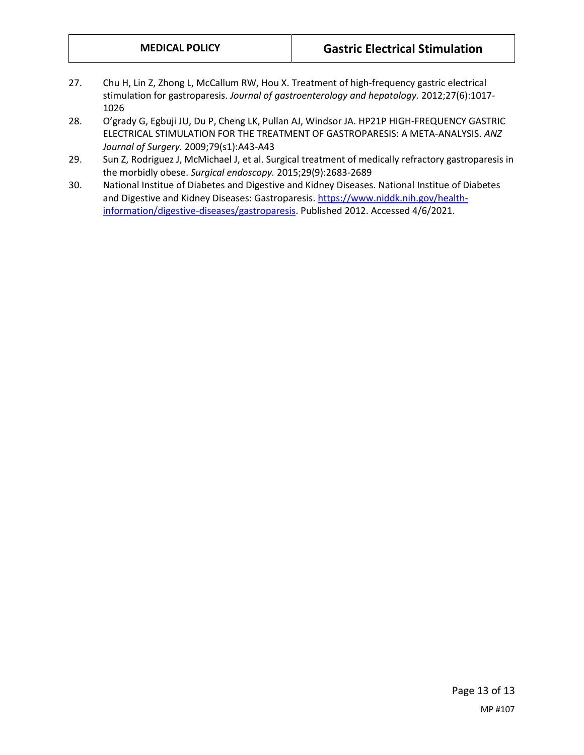27. Chu H, Lin Z, Zhong L, McCallum RW, Hou X. Treatment of high-frequency gastric electrical stimulation for gastroparesis. *Journal of gastroenterology and hepatology.* 2012;27(6):1017-1026
28. O'grady G, Egbuji JU, Du P, Cheng LK, Pullan AJ, Windsor JA. HP21P HIGH-FREQUENCY GASTRIC ELECTRICAL STIMULATION FOR THE TREATMENT OF GASTROPARESIS: A META-ANALYSIS. *ANZ Journal of Surgery.* 2009;79(s1):A43-A43
29. Sun Z, Rodriguez J, McMichael J, et al. Surgical treatment of medically refractory gastroparesis in the morbidly obese. *Surgical endoscopy.* 2015;29(9):2683-2689
30. National Institue of Diabetes and Digestive and Kidney Diseases. National Institue of Diabetes and Digestive and Kidney Diseases: Gastroparesis. [https://www.niddk.nih.gov/health-information/digestive-diseases/gastroparesis](https://www.niddk.nih.gov/health-information/digestive-diseases/gastroparesis). Published 2012. Accessed 4/6/2021.